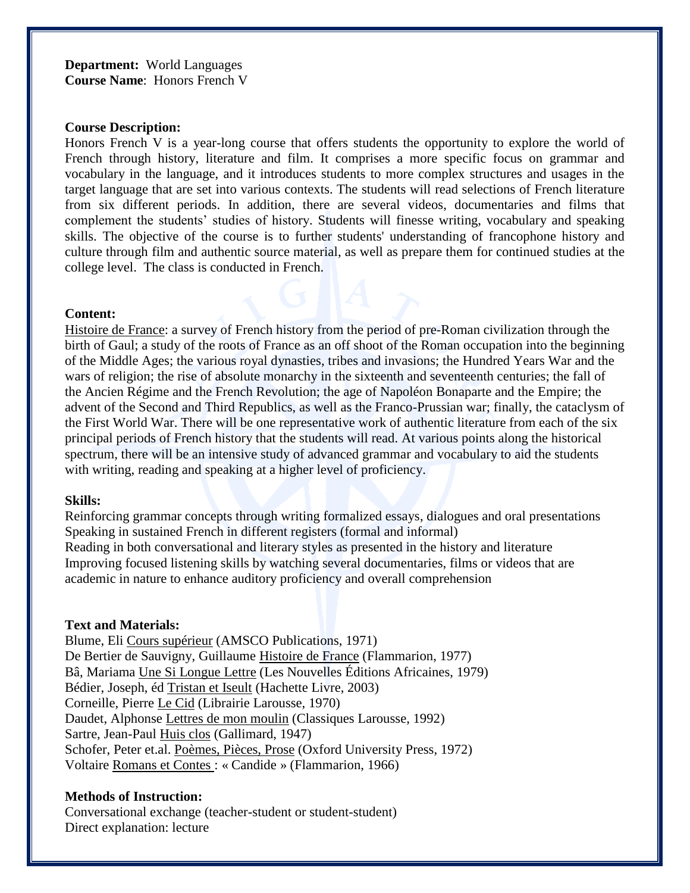**Department:** World Languages
**Course Name**: Honors French V

**Course Description:**

Honors French V is a year-long course that offers students the opportunity to explore the world of French through history, literature and film. It comprises a more specific focus on grammar and vocabulary in the language, and it introduces students to more complex structures and usages in the target language that are set into various contexts. The students will read selections of French literature from six different periods. In addition, there are several videos, documentaries and films that complement the students' studies of history. Students will finesse writing, vocabulary and speaking skills. The objective of the course is to further students' understanding of francophone history and culture through film and authentic source material, as well as prepare them for continued studies at the college level. The class is conducted in French.

**Content:**

Histoire de France: a survey of French history from the period of pre-Roman civilization through the birth of Gaul; a study of the roots of France as an off shoot of the Roman occupation into the beginning of the Middle Ages; the various royal dynasties, tribes and invasions; the Hundred Years War and the wars of religion; the rise of absolute monarchy in the sixteenth and seventeenth centuries; the fall of the Ancien Régime and the French Revolution; the age of Napoléon Bonaparte and the Empire; the advent of the Second and Third Republics, as well as the Franco-Prussian war; finally, the cataclysm of the First World War. There will be one representative work of authentic literature from each of the six principal periods of French history that the students will read. At various points along the historical spectrum, there will be an intensive study of advanced grammar and vocabulary to aid the students with writing, reading and speaking at a higher level of proficiency.

**Skills:**

Reinforcing grammar concepts through writing formalized essays, dialogues and oral presentations
Speaking in sustained French in different registers (formal and informal)
Reading in both conversational and literary styles as presented in the history and literature
Improving focused listening skills by watching several documentaries, films or videos that are academic in nature to enhance auditory proficiency and overall comprehension

**Text and Materials:**

Blume, Eli Cours supérieur (AMSCO Publications, 1971)
De Bertier de Sauvigny, Guillaume Histoire de France (Flammarion, 1977)
Bâ, Mariama Une Si Longue Lettre (Les Nouvelles Éditions Africaines, 1979)
Bédier, Joseph, éd Tristan et Iseult (Hachette Livre, 2003)
Corneille, Pierre Le Cid (Librairie Larousse, 1970)
Daudet, Alphonse Lettres de mon moulin (Classiques Larousse, 1992)
Sartre, Jean-Paul Huis clos (Gallimard, 1947)
Schofer, Peter et.al. Poèmes, Pièces, Prose (Oxford University Press, 1972)
Voltaire Romans et Contes : « Candide » (Flammarion, 1966)

**Methods of Instruction:**

Conversational exchange (teacher-student or student-student)
Direct explanation: lecture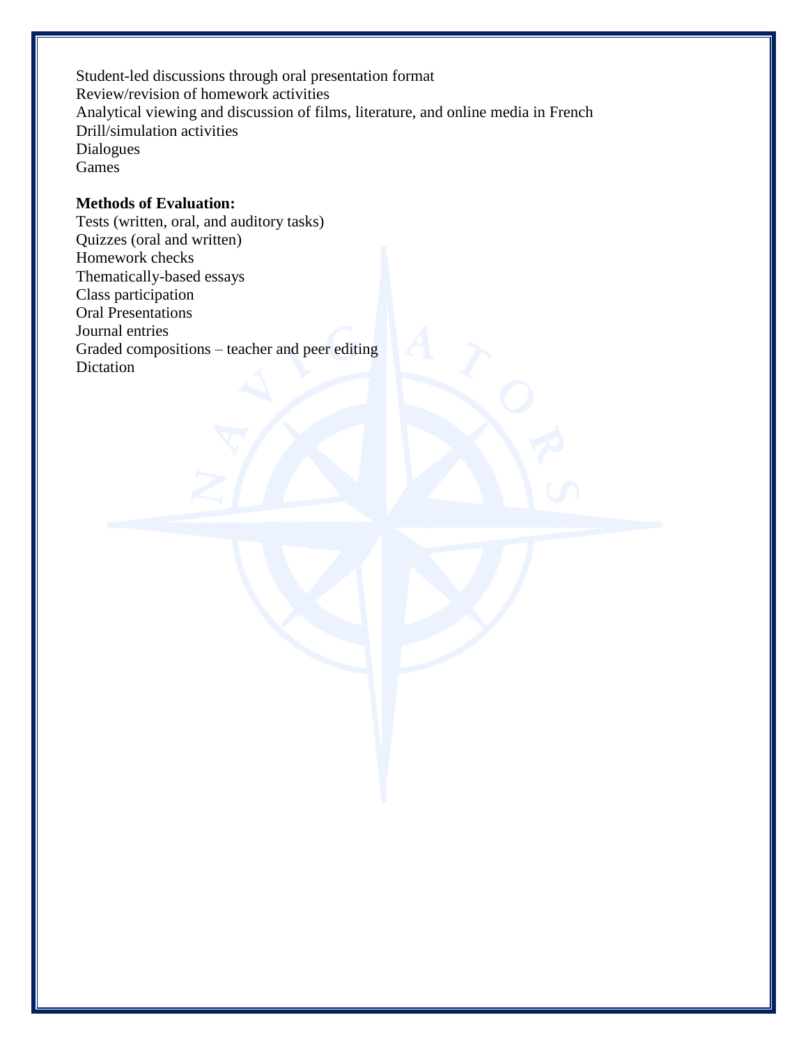Student-led discussions through oral presentation format
Review/revision of homework activities
Analytical viewing and discussion of films, literature, and online media in French
Drill/simulation activities
Dialogues
Games

**Methods of Evaluation:**

Tests (written, oral, and auditory tasks)
Quizzes (oral and written)
Homework checks
Thematically-based essays
Class participation
Oral Presentations
Journal entries
Graded compositions – teacher and peer editing
Dictation